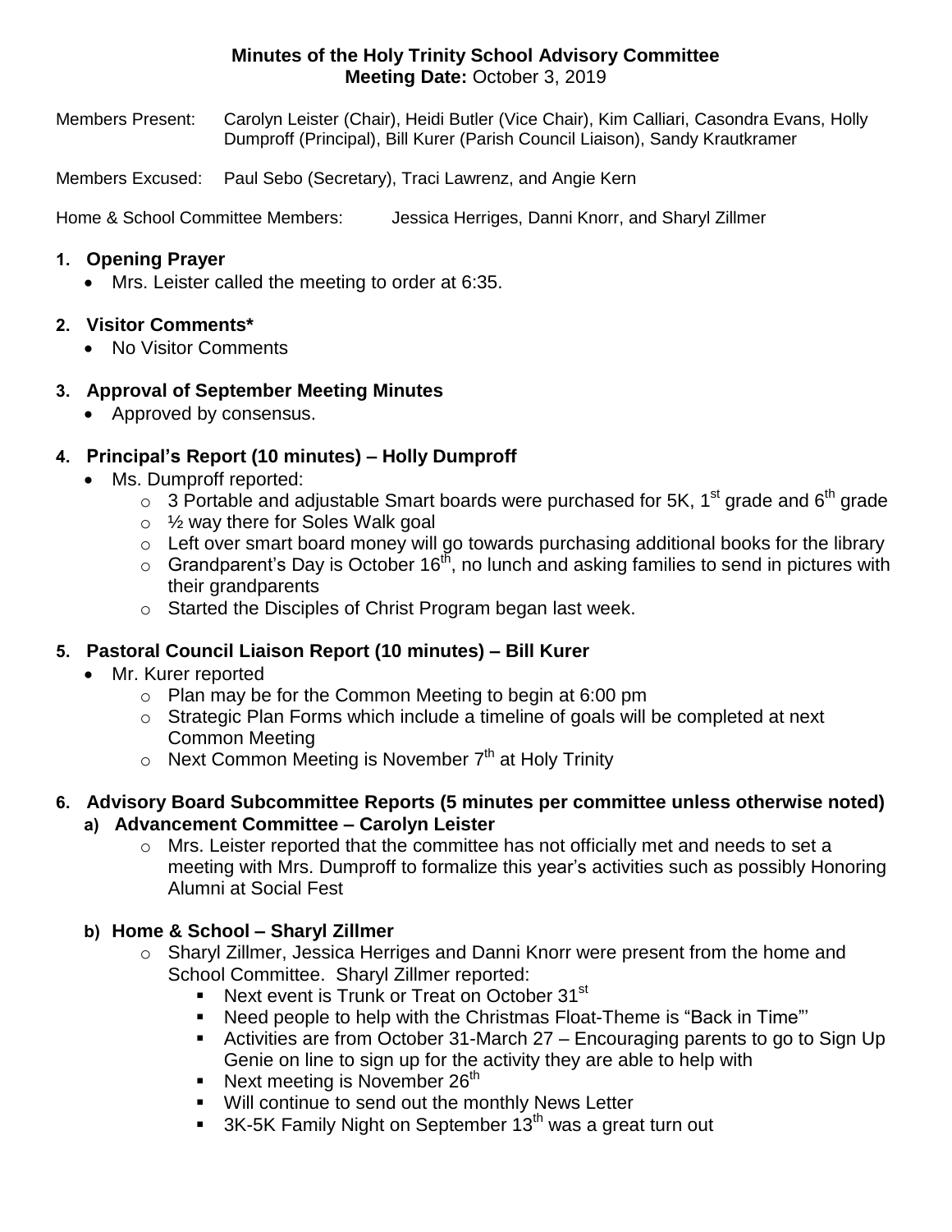**Minutes of the Holy Trinity School Advisory Committee**
**Meeting Date:** October 3, 2019

Members Present: Carolyn Leister (Chair), Heidi Butler (Vice Chair), Kim Calliari, Casondra Evans, Holly Dumproff (Principal), Bill Kurer (Parish Council Liaison), Sandy Krautkramer

Members Excused: Paul Sebo (Secretary), Traci Lawrenz, and Angie Kern

Home & School Committee Members: Jessica Herriges, Danni Knorr, and Sharyl Zillmer

1. **Opening Prayer**
   - Mrs. Leister called the meeting to order at 6:35.

2. **Visitor Comments***
   - No Visitor Comments

3. **Approval of September Meeting Minutes**
   - Approved by consensus.

4. **Principal's Report (10 minutes) – Holly Dumproff**
   - Ms. Dumproff reported:
     - 3 Portable and adjustable Smart boards were purchased for 5K, 1st grade and 6th grade
     - ½ way there for Soles Walk goal
     - Left over smart board money will go towards purchasing additional books for the library
     - Grandparent's Day is October 16th, no lunch and asking families to send in pictures with their grandparents
     - Started the Disciples of Christ Program began last week.

5. **Pastoral Council Liaison Report (10 minutes) – Bill Kurer**
   - Mr. Kurer reported
     - Plan may be for the Common Meeting to begin at 6:00 pm
     - Strategic Plan Forms which include a timeline of goals will be completed at next Common Meeting
     - Next Common Meeting is November 7th at Holy Trinity

6. **Advisory Board Subcommittee Reports (5 minutes per committee unless otherwise noted)**
   a) **Advancement Committee – Carolyn Leister**
      - Mrs. Leister reported that the committee has not officially met and needs to set a meeting with Mrs. Dumproff to formalize this year's activities such as possibly Honoring Alumni at Social Fest

   b) **Home & School – Sharyl Zillmer**
      - Sharyl Zillmer, Jessica Herriges and Danni Knorr were present from the home and School Committee. Sharyl Zillmer reported:
        - Next event is Trunk or Treat on October 31st
        - Need people to help with the Christmas Float-Theme is "Back in Time"'
        - Activities are from October 31-March 27 – Encouraging parents to go to Sign Up Genie on line to sign up for the activity they are able to help with
        - Next meeting is November 26th
        - Will continue to send out the monthly News Letter
        - 3K-5K Family Night on September 13th was a great turn out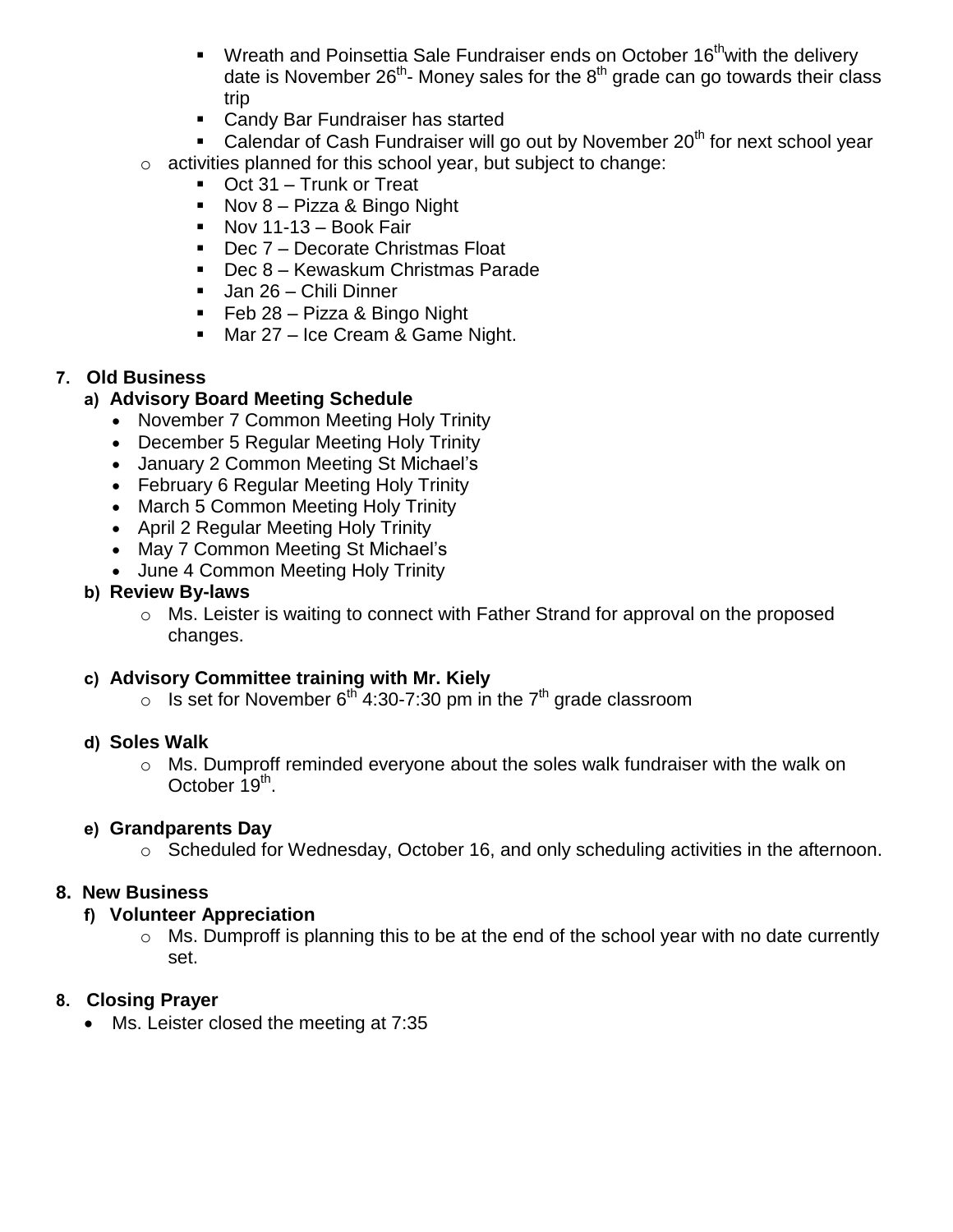- Wreath and Poinsettia Sale Fundraiser ends on October 16th with the delivery date is November 26th- Money sales for the 8th grade can go towards their class trip
- Candy Bar Fundraiser has started
- Calendar of Cash Fundraiser will go out by November 20th for next school year

- activities planned for this school year, but subject to change:
  - Oct 31 – Trunk or Treat
  - Nov 8 – Pizza & Bingo Night
  - Nov 11-13 – Book Fair
  - Dec 7 – Decorate Christmas Float
  - Dec 8 – Kewaskum Christmas Parade
  - Jan 26 – Chili Dinner
  - Feb 28 – Pizza & Bingo Night
  - Mar 27 – Ice Cream & Game Night.

**7. Old Business**

**a) Advisory Board Meeting Schedule**

- November 7 Common Meeting Holy Trinity
- December 5 Regular Meeting Holy Trinity
- January 2 Common Meeting St Michael's
- February 6 Regular Meeting Holy Trinity
- March 5 Common Meeting Holy Trinity
- April 2 Regular Meeting Holy Trinity
- May 7 Common Meeting St Michael's
- June 4 Common Meeting Holy Trinity

**b) Review By-laws**

- Ms. Leister is waiting to connect with Father Strand for approval on the proposed changes.

**c) Advisory Committee training with Mr. Kiely**

- Is set for November 6th 4:30-7:30 pm in the 7th grade classroom

**d) Soles Walk**

- Ms. Dumproff reminded everyone about the soles walk fundraiser with the walk on October 19th.

**e) Grandparents Day**

- Scheduled for Wednesday, October 16, and only scheduling activities in the afternoon.

**8. New Business**

**f) Volunteer Appreciation**

- Ms. Dumproff is planning this to be at the end of the school year with no date currently set.

**8. Closing Prayer**

- Ms. Leister closed the meeting at 7:35